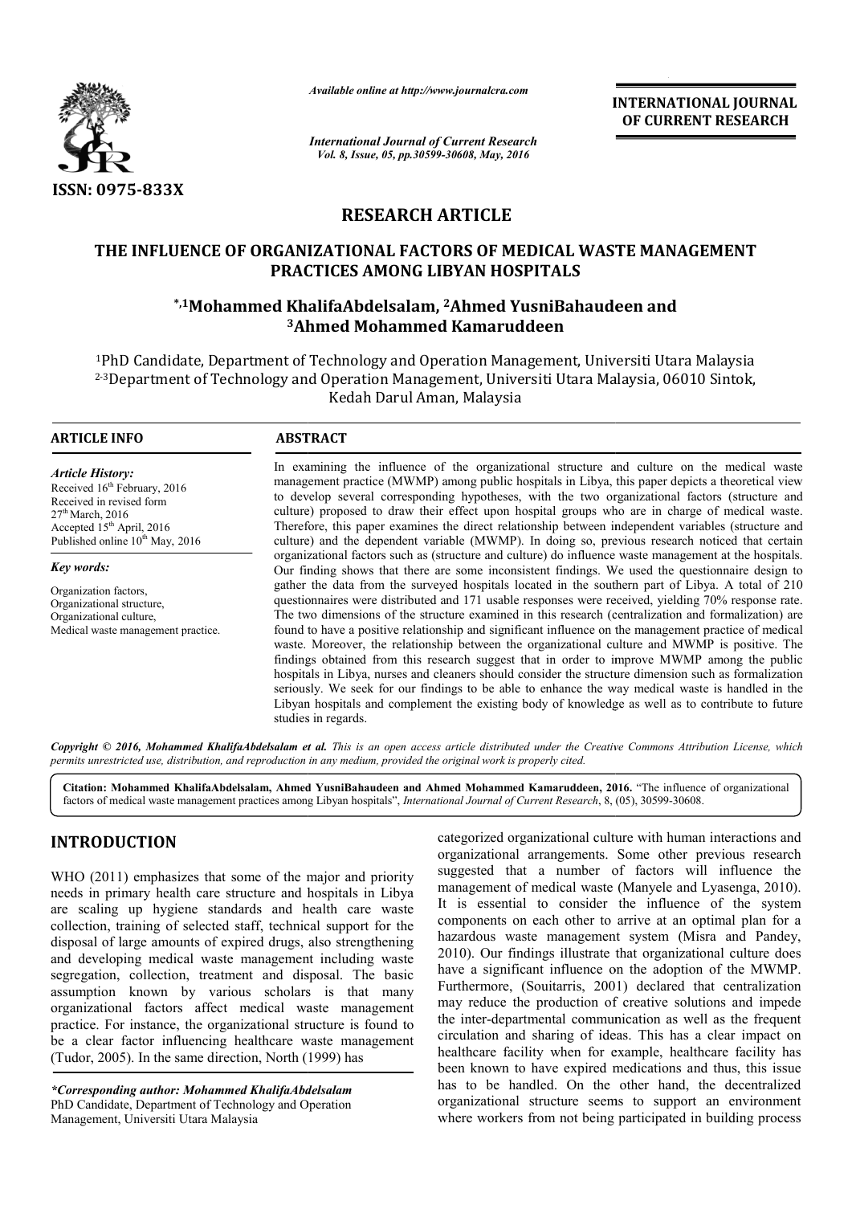*Available online at http://www.journalcra.com*

*International Journal of Current Research*
*Vol. 8, Issue, 05, pp.30599-30608, May, 2016*

**INTERNATIONAL JOURNAL OF CURRENT RESEARCH**

ISSN: 0975-833X

## RESEARCH ARTICLE

# THE INFLUENCE OF ORGANIZATIONAL FACTORS OF MEDICAL WASTE MANAGEMENT PRACTICES AMONG LIBYAN HOSPITALS

**[*,1]Mohammed KhalifaAbdelsalam, [2]Ahmed YusniBahaudeen and [3]Ahmed Mohammed Kamaruddeen**

[1]PhD Candidate, Department of Technology and Operation Management, Universiti Utara Malaysia
[2-3]Department of Technology and Operation Management, Universiti Utara Malaysia, 06010 Sintok, Kedah Darul Aman, Malaysia

**ARTICLE INFO**

*Article History:*
Received 16th February, 2016
Received in revised form 27th March, 2016
Accepted 15th April, 2016
Published online 10th May, 2016

*Key words:*
Organization factors,
Organizational structure,
Organizational culture,
Medical waste management practice.

**ABSTRACT**

In examining the influence of the organizational structure and culture on the medical waste management practice (MWMP) among public hospitals in Libya, this paper depicts a theoretical view to develop several corresponding hypotheses, with the two organizational factors (structure and culture) proposed to draw their effect upon hospital groups who are in charge of medical waste. Therefore, this paper examines the direct relationship between independent variables (structure and culture) and the dependent variable (MWMP). In doing so, previous research noticed that certain organizational factors such as (structure and culture) do influence waste management at the hospitals. Our finding shows that there are some inconsistent findings. We used the questionnaire design to gather the data from the surveyed hospitals located in the southern part of Libya. A total of 210 questionnaires were distributed and 171 usable responses were received, yielding 70% response rate. The two dimensions of the structure examined in this research (centralization and formalization) are found to have a positive relationship and significant influence on the management practice of medical waste. Moreover, the relationship between the organizational culture and MWMP is positive. The findings obtained from this research suggest that in order to improve MWMP among the public hospitals in Libya, nurses and cleaners should consider the structure dimension such as formalization seriously. We seek for our findings to be able to enhance the way medical waste is handled in the Libyan hospitals and complement the existing body of knowledge as well as to contribute to future studies in regards.

*Copyright © 2016, Mohammed KhalifaAbdelsalam et al. This is an open access article distributed under the Creative Commons Attribution License, which permits unrestricted use, distribution, and reproduction in any medium, provided the original work is properly cited.*

**Citation: Mohammed KhalifaAbdelsalam, Ahmed YusniBahaudeen and Ahmed Mohammed Kamaruddeen, 2016.** "The influence of organizational factors of medical waste management practices among Libyan hospitals", *International Journal of Current Research*, 8, (05), 30599-30608.

## INTRODUCTION

WHO (2011) emphasizes that some of the major and priority needs in primary health care structure and hospitals in Libya are scaling up hygiene standards and health care waste collection, training of selected staff, technical support for the disposal of large amounts of expired drugs, also strengthening and developing medical waste management including waste segregation, collection, treatment and disposal. The basic assumption known by various scholars is that many organizational factors affect medical waste management practice. For instance, the organizational structure is found to be a clear factor influencing healthcare waste management (Tudor, 2005). In the same direction, North (1999) has categorized organizational culture with human interactions and organizational arrangements. Some other previous research suggested that a number of factors will influence the management of medical waste (Manyele and Lyasenga, 2010). It is essential to consider the influence of the system components on each other to arrive at an optimal plan for a hazardous waste management system (Misra and Pandey, 2010). Our findings illustrate that organizational culture does have a significant influence on the adoption of the MWMP. Furthermore, (Souitarris, 2001) declared that centralization may reduce the production of creative solutions and impede the inter-departmental communication as well as the frequent circulation and sharing of ideas. This has a clear impact on healthcare facility when for example, healthcare facility has been known to have expired medications and thus, this issue has to be handled. On the other hand, the decentralized organizational structure seems to support an environment where workers from not being participated in building process

**\*Corresponding author: Mohammed KhalifaAbdelsalam**
PhD Candidate, Department of Technology and Operation Management, Universiti Utara Malaysia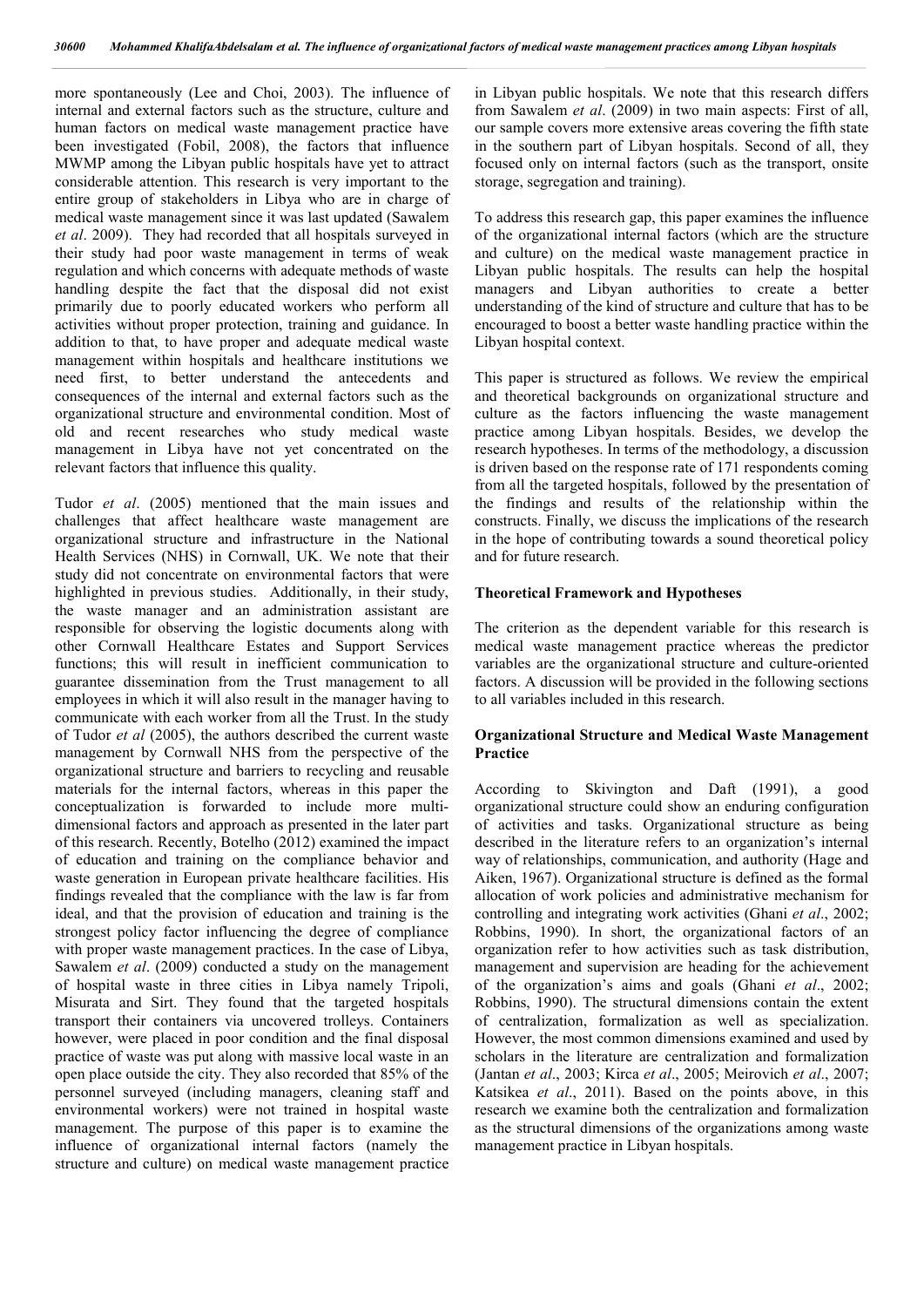more spontaneously (Lee and Choi, 2003). The influence of internal and external factors such as the structure, culture and human factors on medical waste management practice have been investigated (Fobil, 2008), the factors that influence MWMP among the Libyan public hospitals have yet to attract considerable attention. This research is very important to the entire group of stakeholders in Libya who are in charge of medical waste management since it was last updated (Sawalem *et al*. 2009). They had recorded that all hospitals surveyed in their study had poor waste management in terms of weak regulation and which concerns with adequate methods of waste handling despite the fact that the disposal did not exist primarily due to poorly educated workers who perform all activities without proper protection, training and guidance. In addition to that, to have proper and adequate medical waste management within hospitals and healthcare institutions we need first, to better understand the antecedents and consequences of the internal and external factors such as the organizational structure and environmental condition. Most of old and recent researches who study medical waste management in Libya have not yet concentrated on the relevant factors that influence this quality.

Tudor *et al*. (2005) mentioned that the main issues and challenges that affect healthcare waste management are organizational structure and infrastructure in the National Health Services (NHS) in Cornwall, UK. We note that their study did not concentrate on environmental factors that were highlighted in previous studies. Additionally, in their study, the waste manager and an administration assistant are responsible for observing the logistic documents along with other Cornwall Healthcare Estates and Support Services functions; this will result in inefficient communication to guarantee dissemination from the Trust management to all employees in which it will also result in the manager having to communicate with each worker from all the Trust. In the study of Tudor *et al* (2005), the authors described the current waste management by Cornwall NHS from the perspective of the organizational structure and barriers to recycling and reusable materials for the internal factors, whereas in this paper the conceptualization is forwarded to include more multi-dimensional factors and approach as presented in the later part of this research. Recently, Botelho (2012) examined the impact of education and training on the compliance behavior and waste generation in European private healthcare facilities. His findings revealed that the compliance with the law is far from ideal, and that the provision of education and training is the strongest policy factor influencing the degree of compliance with proper waste management practices. In the case of Libya, Sawalem *et al*. (2009) conducted a study on the management of hospital waste in three cities in Libya namely Tripoli, Misurata and Sirt. They found that the targeted hospitals transport their containers via uncovered trolleys. Containers however, were placed in poor condition and the final disposal practice of waste was put along with massive local waste in an open place outside the city. They also recorded that 85% of the personnel surveyed (including managers, cleaning staff and environmental workers) were not trained in hospital waste management. The purpose of this paper is to examine the influence of organizational internal factors (namely the structure and culture) on medical waste management practice in Libyan public hospitals. We note that this research differs from Sawalem *et al*. (2009) in two main aspects: First of all, our sample covers more extensive areas covering the fifth state in the southern part of Libyan hospitals. Second of all, they focused only on internal factors (such as the transport, onsite storage, segregation and training).

To address this research gap, this paper examines the influence of the organizational internal factors (which are the structure and culture) on the medical waste management practice in Libyan public hospitals. The results can help the hospital managers and Libyan authorities to create a better understanding of the kind of structure and culture that has to be encouraged to boost a better waste handling practice within the Libyan hospital context.

This paper is structured as follows. We review the empirical and theoretical backgrounds on organizational structure and culture as the factors influencing the waste management practice among Libyan hospitals. Besides, we develop the research hypotheses. In terms of the methodology, a discussion is driven based on the response rate of 171 respondents coming from all the targeted hospitals, followed by the presentation of the findings and results of the relationship within the constructs. Finally, we discuss the implications of the research in the hope of contributing towards a sound theoretical policy and for future research.

## Theoretical Framework and Hypotheses

The criterion as the dependent variable for this research is medical waste management practice whereas the predictor variables are the organizational structure and culture-oriented factors. A discussion will be provided in the following sections to all variables included in this research.

### Organizational Structure and Medical Waste Management Practice

According to Skivington and Daft (1991), a good organizational structure could show an enduring configuration of activities and tasks. Organizational structure as being described in the literature refers to an organization's internal way of relationships, communication, and authority (Hage and Aiken, 1967). Organizational structure is defined as the formal allocation of work policies and administrative mechanism for controlling and integrating work activities (Ghani *et al*., 2002; Robbins, 1990). In short, the organizational factors of an organization refer to how activities such as task distribution, management and supervision are heading for the achievement of the organization's aims and goals (Ghani *et al*., 2002; Robbins, 1990). The structural dimensions contain the extent of centralization, formalization as well as specialization. However, the most common dimensions examined and used by scholars in the literature are centralization and formalization (Jantan *et al*., 2003; Kirca *et al*., 2005; Meirovich *et al*., 2007; Katsikea *et al*., 2011). Based on the points above, in this research we examine both the centralization and formalization as the structural dimensions of the organizations among waste management practice in Libyan hospitals.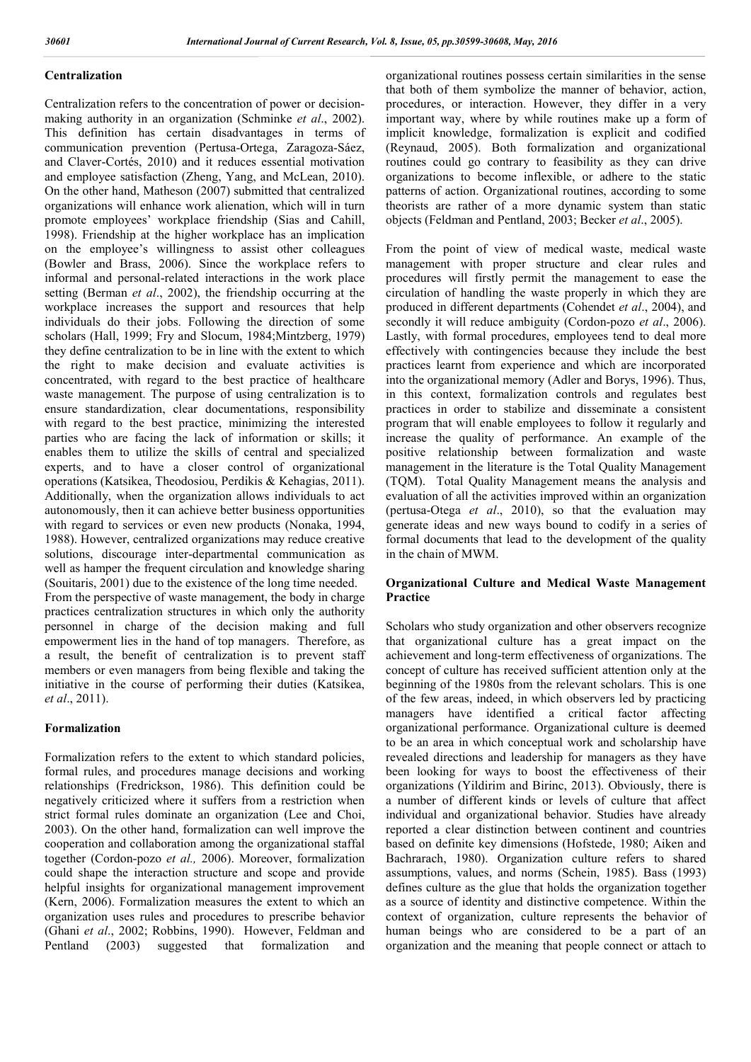## Centralization

Centralization refers to the concentration of power or decision-making authority in an organization (Schminke *et al*., 2002). This definition has certain disadvantages in terms of communication prevention (Pertusa-Ortega, Zaragoza-Sáez, and Claver-Cortés, 2010) and it reduces essential motivation and employee satisfaction (Zheng, Yang, and McLean, 2010). On the other hand, Matheson (2007) submitted that centralized organizations will enhance work alienation, which will in turn promote employees' workplace friendship (Sias and Cahill, 1998). Friendship at the higher workplace has an implication on the employee's willingness to assist other colleagues (Bowler and Brass, 2006). Since the workplace refers to informal and personal-related interactions in the work place setting (Berman *et al*., 2002), the friendship occurring at the workplace increases the support and resources that help individuals do their jobs. Following the direction of some scholars (Hall, 1999; Fry and Slocum, 1984;Mintzberg, 1979) they define centralization to be in line with the extent to which the right to make decision and evaluate activities is concentrated, with regard to the best practice of healthcare waste management. The purpose of using centralization is to ensure standardization, clear documentations, responsibility with regard to the best practice, minimizing the interested parties who are facing the lack of information or skills; it enables them to utilize the skills of central and specialized experts, and to have a closer control of organizational operations (Katsikea, Theodosiou, Perdikis & Kehagias, 2011). Additionally, when the organization allows individuals to act autonomously, then it can achieve better business opportunities with regard to services or even new products (Nonaka, 1994, 1988). However, centralized organizations may reduce creative solutions, discourage inter-departmental communication as well as hamper the frequent circulation and knowledge sharing (Souitaris, 2001) due to the existence of the long time needed.

From the perspective of waste management, the body in charge practices centralization structures in which only the authority personnel in charge of the decision making and full empowerment lies in the hand of top managers. Therefore, as a result, the benefit of centralization is to prevent staff members or even managers from being flexible and taking the initiative in the course of performing their duties (Katsikea, *et al*., 2011).

## Formalization

Formalization refers to the extent to which standard policies, formal rules, and procedures manage decisions and working relationships (Fredrickson, 1986). This definition could be negatively criticized where it suffers from a restriction when strict formal rules dominate an organization (Lee and Choi, 2003). On the other hand, formalization can well improve the cooperation and collaboration among the organizational staffal together (Cordon-pozo *et al.,* 2006). Moreover, formalization could shape the interaction structure and scope and provide helpful insights for organizational management improvement (Kern, 2006). Formalization measures the extent to which an organization uses rules and procedures to prescribe behavior (Ghani *et al*., 2002; Robbins, 1990). However, Feldman and Pentland (2003) suggested that formalization and organizational routines possess certain similarities in the sense that both of them symbolize the manner of behavior, action, procedures, or interaction. However, they differ in a very important way, where by while routines make up a form of implicit knowledge, formalization is explicit and codified (Reynaud, 2005). Both formalization and organizational routines could go contrary to feasibility as they can drive organizations to become inflexible, or adhere to the static patterns of action. Organizational routines, according to some theorists are rather of a more dynamic system than static objects (Feldman and Pentland, 2003; Becker *et al*., 2005).

From the point of view of medical waste, medical waste management with proper structure and clear rules and procedures will firstly permit the management to ease the circulation of handling the waste properly in which they are produced in different departments (Cohendet *et al*., 2004), and secondly it will reduce ambiguity (Cordon-pozo *et al*., 2006). Lastly, with formal procedures, employees tend to deal more effectively with contingencies because they include the best practices learnt from experience and which are incorporated into the organizational memory (Adler and Borys, 1996). Thus, in this context, formalization controls and regulates best practices in order to stabilize and disseminate a consistent program that will enable employees to follow it regularly and increase the quality of performance. An example of the positive relationship between formalization and waste management in the literature is the Total Quality Management (TQM). Total Quality Management means the analysis and evaluation of all the activities improved within an organization (pertusa-Otega *et al*., 2010), so that the evaluation may generate ideas and new ways bound to codify in a series of formal documents that lead to the development of the quality in the chain of MWM.

## Organizational Culture and Medical Waste Management Practice

Scholars who study organization and other observers recognize that organizational culture has a great impact on the achievement and long-term effectiveness of organizations. The concept of culture has received sufficient attention only at the beginning of the 1980s from the relevant scholars. This is one of the few areas, indeed, in which observers led by practicing managers have identified a critical factor affecting organizational performance. Organizational culture is deemed to be an area in which conceptual work and scholarship have revealed directions and leadership for managers as they have been looking for ways to boost the effectiveness of their organizations (Yildirim and Birinc, 2013). Obviously, there is a number of different kinds or levels of culture that affect individual and organizational behavior. Studies have already reported a clear distinction between continent and countries based on definite key dimensions (Hofstede, 1980; Aiken and Bachrarach, 1980). Organization culture refers to shared assumptions, values, and norms (Schein, 1985). Bass (1993) defines culture as the glue that holds the organization together as a source of identity and distinctive competence. Within the context of organization, culture represents the behavior of human beings who are considered to be a part of an organization and the meaning that people connect or attach to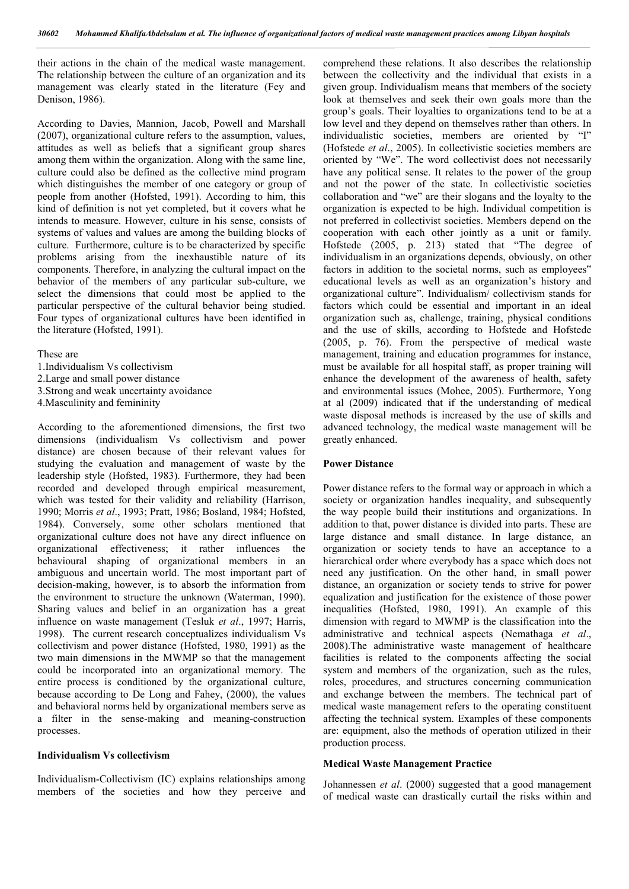their actions in the chain of the medical waste management. The relationship between the culture of an organization and its management was clearly stated in the literature (Fey and Denison, 1986).

According to Davies, Mannion, Jacob, Powell and Marshall (2007), organizational culture refers to the assumption, values, attitudes as well as beliefs that a significant group shares among them within the organization. Along with the same line, culture could also be defined as the collective mind program which distinguishes the member of one category or group of people from another (Hofsted, 1991). According to him, this kind of definition is not yet completed, but it covers what he intends to measure. However, culture in his sense, consists of systems of values and values are among the building blocks of culture. Furthermore, culture is to be characterized by specific problems arising from the inexhaustible nature of its components. Therefore, in analyzing the cultural impact on the behavior of the members of any particular sub-culture, we select the dimensions that could most be applied to the particular perspective of the cultural behavior being studied. Four types of organizational cultures have been identified in the literature (Hofsted, 1991).

These are

1. Individualism Vs collectivism
2. Large and small power distance
3. Strong and weak uncertainty avoidance
4. Masculinity and femininity

According to the aforementioned dimensions, the first two dimensions (individualism Vs collectivism and power distance) are chosen because of their relevant values for studying the evaluation and management of waste by the leadership style (Hofsted, 1983). Furthermore, they had been recorded and developed through empirical measurement, which was tested for their validity and reliability (Harrison, 1990; Morris *et al*., 1993; Pratt, 1986; Bosland, 1984; Hofsted, 1984). Conversely, some other scholars mentioned that organizational culture does not have any direct influence on organizational effectiveness; it rather influences the behavioural shaping of organizational members in an ambiguous and uncertain world. The most important part of decision-making, however, is to absorb the information from the environment to structure the unknown (Waterman, 1990). Sharing values and belief in an organization has a great influence on waste management (Tesluk *et al*., 1997; Harris, 1998). The current research conceptualizes individualism Vs collectivism and power distance (Hofsted, 1980, 1991) as the two main dimensions in the MWMP so that the management could be incorporated into an organizational memory. The entire process is conditioned by the organizational culture, because according to De Long and Fahey, (2000), the values and behavioral norms held by organizational members serve as a filter in the sense-making and meaning-construction processes.

**Individualism Vs collectivism**

Individualism-Collectivism (IC) explains relationships among members of the societies and how they perceive and comprehend these relations. It also describes the relationship between the collectivity and the individual that exists in a given group. Individualism means that members of the society look at themselves and seek their own goals more than the group's goals. Their loyalties to organizations tend to be at a low level and they depend on themselves rather than others. In individualistic societies, members are oriented by "I" (Hofstede *et al*., 2005). In collectivistic societies members are oriented by "We". The word collectivist does not necessarily have any political sense. It relates to the power of the group and not the power of the state. In collectivistic societies collaboration and "we" are their slogans and the loyalty to the organization is expected to be high. Individual competition is not preferred in collectivist societies. Members depend on the cooperation with each other jointly as a unit or family. Hofstede (2005, p. 213) stated that "The degree of individualism in an organizations depends, obviously, on other factors in addition to the societal norms, such as employees" educational levels as well as an organization's history and organizational culture". Individualism/ collectivism stands for factors which could be essential and important in an ideal organization such as, challenge, training, physical conditions and the use of skills, according to Hofstede and Hofstede (2005, p. 76). From the perspective of medical waste management, training and education programmes for instance, must be available for all hospital staff, as proper training will enhance the development of the awareness of health, safety and environmental issues (Mohee, 2005). Furthermore, Yong at al (2009) indicated that if the understanding of medical waste disposal methods is increased by the use of skills and advanced technology, the medical waste management will be greatly enhanced.

**Power Distance**

Power distance refers to the formal way or approach in which a society or organization handles inequality, and subsequently the way people build their institutions and organizations. In addition to that, power distance is divided into parts. These are large distance and small distance. In large distance, an organization or society tends to have an acceptance to a hierarchical order where everybody has a space which does not need any justification. On the other hand, in small power distance, an organization or society tends to strive for power equalization and justification for the existence of those power inequalities (Hofsted, 1980, 1991). An example of this dimension with regard to MWMP is the classification into the administrative and technical aspects (Nemathaga *et al*., 2008).The administrative waste management of healthcare facilities is related to the components affecting the social system and members of the organization, such as the rules, roles, procedures, and structures concerning communication and exchange between the members. The technical part of medical waste management refers to the operating constituent affecting the technical system. Examples of these components are: equipment, also the methods of operation utilized in their production process.

**Medical Waste Management Practice**

Johannessen *et al*. (2000) suggested that a good management of medical waste can drastically curtail the risks within and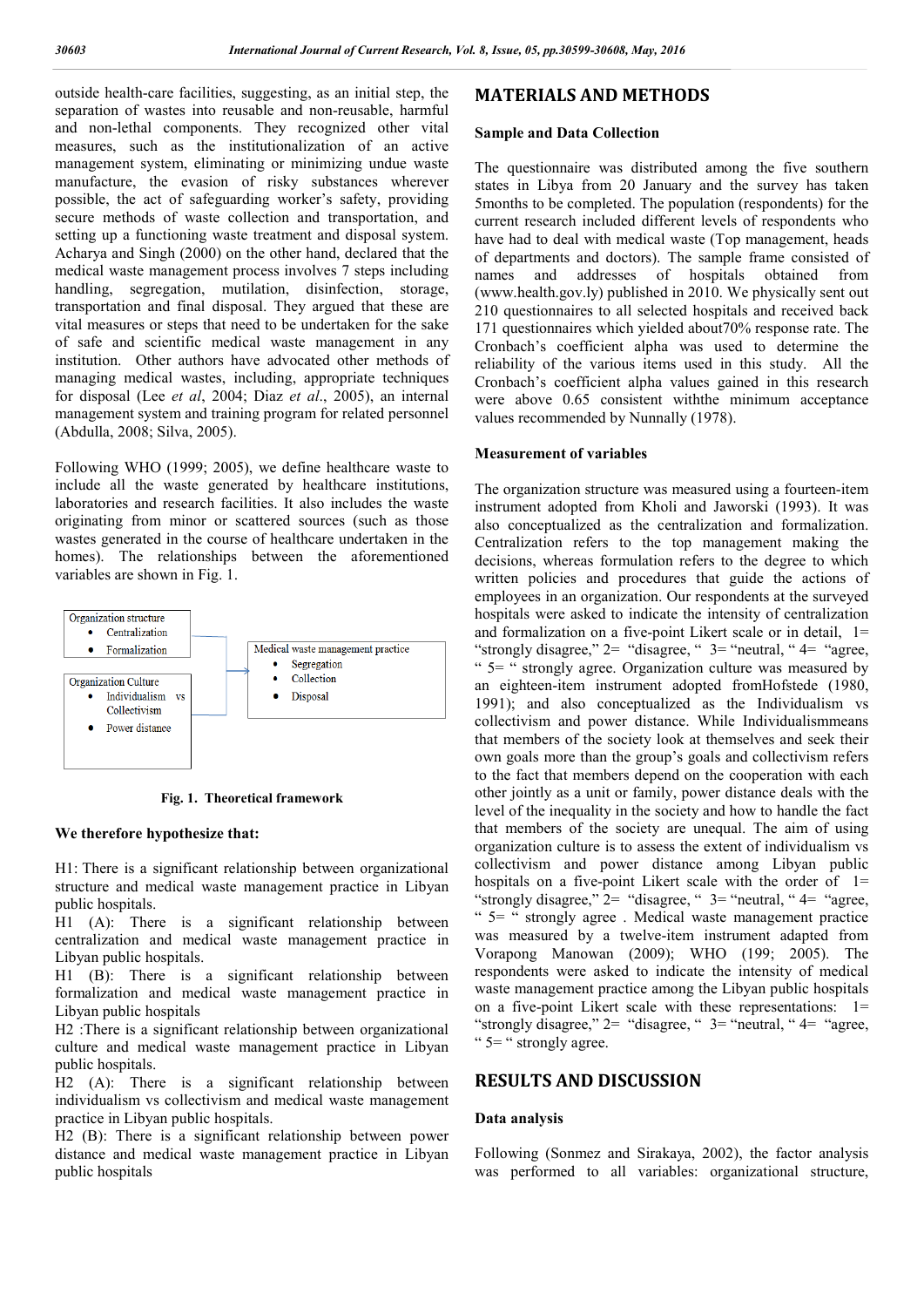outside health-care facilities, suggesting, as an initial step, the separation of wastes into reusable and non-reusable, harmful and non-lethal components. They recognized other vital measures, such as the institutionalization of an active management system, eliminating or minimizing undue waste manufacture, the evasion of risky substances wherever possible, the act of safeguarding worker's safety, providing secure methods of waste collection and transportation, and setting up a functioning waste treatment and disposal system. Acharya and Singh (2000) on the other hand, declared that the medical waste management process involves 7 steps including handling, segregation, mutilation, disinfection, storage, transportation and final disposal. They argued that these are vital measures or steps that need to be undertaken for the sake of safe and scientific medical waste management in any institution. Other authors have advocated other methods of managing medical wastes, including, appropriate techniques for disposal (Lee *et al*, 2004; Diaz *et al*., 2005), an internal management system and training program for related personnel (Abdulla, 2008; Silva, 2005).

Following WHO (1999; 2005), we define healthcare waste to include all the waste generated by healthcare institutions, laboratories and research facilities. It also includes the waste originating from minor or scattered sources (such as those wastes generated in the course of healthcare undertaken in the homes). The relationships between the aforementioned variables are shown in Fig. 1.

| Organization structure | | Medical waste management practice |
|---|---|---|
| • Centralization | → | • Segregation |
| • Formalization | | • Collection |
| **Organization Culture** | | • Disposal |
| • Individualism vs Collectivism | | |
| • Power distance | | |

**Fig. 1. Theoretical framework**

**We therefore hypothesize that:**

H1: There is a significant relationship between organizational structure and medical waste management practice in Libyan public hospitals.
H1 (A): There is a significant relationship between centralization and medical waste management practice in Libyan public hospitals.
H1 (B): There is a significant relationship between formalization and medical waste management practice in Libyan public hospitals
H2 :There is a significant relationship between organizational culture and medical waste management practice in Libyan public hospitals.
H2 (A): There is a significant relationship between individualism vs collectivism and medical waste management practice in Libyan public hospitals.
H2 (B): There is a significant relationship between power distance and medical waste management practice in Libyan public hospitals

## MATERIALS AND METHODS

### Sample and Data Collection

The questionnaire was distributed among the five southern states in Libya from 20 January and the survey has taken 5months to be completed. The population (respondents) for the current research included different levels of respondents who have had to deal with medical waste (Top management, heads of departments and doctors). The sample frame consisted of names and addresses of hospitals obtained from (www.health.gov.ly) published in 2010. We physically sent out 210 questionnaires to all selected hospitals and received back 171 questionnaires which yielded about70% response rate. The Cronbach's coefficient alpha was used to determine the reliability of the various items used in this study. All the Cronbach's coefficient alpha values gained in this research were above 0.65 consistent withthe minimum acceptance values recommended by Nunnally (1978).

### Measurement of variables

The organization structure was measured using a fourteen-item instrument adopted from Kholi and Jaworski (1993). It was also conceptualized as the centralization and formalization. Centralization refers to the top management making the decisions, whereas formulation refers to the degree to which written policies and procedures that guide the actions of employees in an organization. Our respondents at the surveyed hospitals were asked to indicate the intensity of centralization and formalization on a five-point Likert scale or in detail, 1= "strongly disagree," 2= "disagree, " 3= "neutral, " 4= "agree, " 5= " strongly agree. Organization culture was measured by an eighteen-item instrument adopted fromHofstede (1980, 1991); and also conceptualized as the Individualism vs collectivism and power distance. While Individualismmeans that members of the society look at themselves and seek their own goals more than the group's goals and collectivism refers to the fact that members depend on the cooperation with each other jointly as a unit or family, power distance deals with the level of the inequality in the society and how to handle the fact that members of the society are unequal. The aim of using organization culture is to assess the extent of individualism vs collectivism and power distance among Libyan public hospitals on a five-point Likert scale with the order of 1= "strongly disagree," 2= "disagree, " 3= "neutral, " 4= "agree, " 5= " strongly agree . Medical waste management practice was measured by a twelve-item instrument adapted from Vorapong Manowan (2009); WHO (199; 2005). The respondents were asked to indicate the intensity of medical waste management practice among the Libyan public hospitals on a five-point Likert scale with these representations: 1= "strongly disagree," 2= "disagree, " 3= "neutral, " 4= "agree, " 5= " strongly agree.

## RESULTS AND DISCUSSION

### Data analysis

Following (Sonmez and Sirakaya, 2002), the factor analysis was performed to all variables: organizational structure,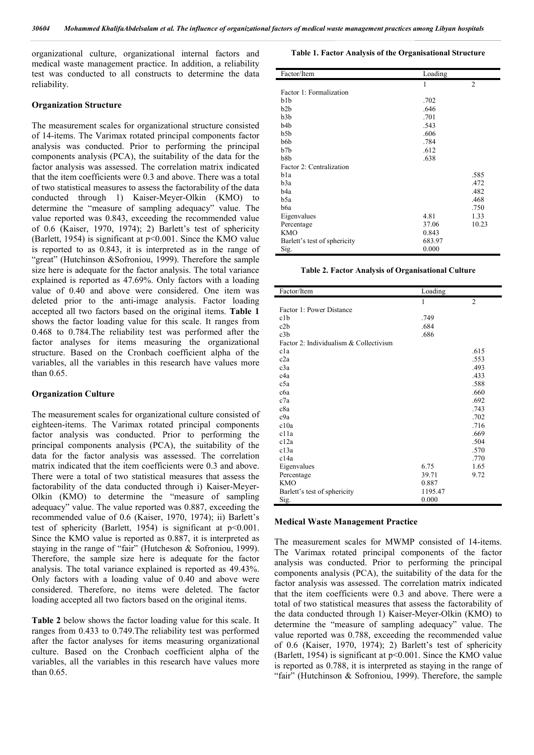organizational culture, organizational internal factors and medical waste management practice. In addition, a reliability test was conducted to all constructs to determine the data reliability.

### Organization Structure

The measurement scales for organizational structure consisted of 14-items. The Varimax rotated principal components factor analysis was conducted. Prior to performing the principal components analysis (PCA), the suitability of the data for the factor analysis was assessed. The correlation matrix indicated that the item coefficients were 0.3 and above. There was a total of two statistical measures to assess the factorability of the data conducted through 1) Kaiser-Meyer-Olkin (KMO) to determine the "measure of sampling adequacy" value. The value reported was 0.843, exceeding the recommended value of 0.6 (Kaiser, 1970, 1974); 2) Barlett's test of sphericity (Barlett, 1954) is significant at $p<0.001$. Since the KMO value is reported to as 0.843, it is interpreted as in the range of "great" (Hutchinson &Sofroniou, 1999). Therefore the sample size here is adequate for the factor analysis. The total variance explained is reported as 47.69%. Only factors with a loading value of 0.40 and above were considered. One item was deleted prior to the anti-image analysis. Factor loading accepted all two factors based on the original items. **Table 1** shows the factor loading value for this scale. It ranges from 0.468 to 0.784.The reliability test was performed after the factor analyses for items measuring the organizational structure. Based on the Cronbach coefficient alpha of the variables, all the variables in this research have values more than 0.65.

**Table 1. Factor Analysis of the Organisational Structure**

| Factor/Item | Loading | |
|---|---|---|
| | 1 | 2 |
| Factor 1: Formalization | | |
| b1b | .702 | |
| b2b | .646 | |
| b3b | .701 | |
| b4b | .543 | |
| b5b | .606 | |
| b6b | .784 | |
| b7b | .612 | |
| b8b | .638 | |
| Factor 2: Centralization | | |
| b1a | | .585 |
| b3a | | .472 |
| b4a | | .482 |
| b5a | | .468 |
| b6a | | .750 |
| Eigenvalues | 4.81 | 1.33 |
| Percentage | 37.06 | 10.23 |
| KMO | 0.843 | |
| Barlett's test of sphericity | 683.97 | |
| Sig. | 0.000 | |

### Organization Culture

The measurement scales for organizational culture consisted of eighteen-items. The Varimax rotated principal components factor analysis was conducted. Prior to performing the principal components analysis (PCA), the suitability of the data for the factor analysis was assessed. The correlation matrix indicated that the item coefficients were 0.3 and above. There were a total of two statistical measures that assess the factorability of the data conducted through i) Kaiser-Meyer-Olkin (KMO) to determine the "measure of sampling adequacy" value. The value reported was 0.887, exceeding the recommended value of 0.6 (Kaiser, 1970, 1974); ii) Barlett's test of sphericity (Barlett, 1954) is significant at $p<0.001$. Since the KMO value is reported as 0.887, it is interpreted as staying in the range of "fair" (Hutcheson & Sofroniou, 1999). Therefore, the sample size here is adequate for the factor analysis. The total variance explained is reported as 49.43%. Only factors with a loading value of 0.40 and above were considered. Therefore, no items were deleted. The factor loading accepted all two factors based on the original items.

**Table 2** below shows the factor loading value for this scale. It ranges from 0.433 to 0.749.The reliability test was performed after the factor analyses for items measuring organizational culture. Based on the Cronbach coefficient alpha of the variables, all the variables in this research have values more than 0.65.

**Table 2. Factor Analysis of Organisational Culture**

| Factor/Item | Loading | |
|---|---|---|
| | 1 | 2 |
| Factor 1: Power Distance | | |
| c1b | .749 | |
| c2b | .684 | |
| c3b | .686 | |
| Factor 2: Individualism & Collectivism | | |
| c1a | | .615 |
| c2a | | .553 |
| c3a | | .493 |
| c4a | | .433 |
| c5a | | .588 |
| c6a | | .660 |
| c7a | | .692 |
| c8a | | .743 |
| c9a | | .702 |
| c10a | | .716 |
| c11a | | .669 |
| c12a | | .504 |
| c13a | | .570 |
| c14a | | .770 |
| Eigenvalues | 6.75 | 1.65 |
| Percentage | 39.71 | 9.72 |
| KMO | 0.887 | |
| Barlett's test of sphericity | 1195.47 | |
| Sig. | 0.000 | |

### Medical Waste Management Practice

The measurement scales for MWMP consisted of 14-items. The Varimax rotated principal components of the factor analysis was conducted. Prior to performing the principal components analysis (PCA), the suitability of the data for the factor analysis was assessed. The correlation matrix indicated that the item coefficients were 0.3 and above. There were a total of two statistical measures that assess the factorability of the data conducted through 1) Kaiser-Meyer-Olkin (KMO) to determine the "measure of sampling adequacy" value. The value reported was 0.788, exceeding the recommended value of 0.6 (Kaiser, 1970, 1974); 2) Barlett's test of sphericity (Barlett, 1954) is significant at $p<0.001$. Since the KMO value is reported as 0.788, it is interpreted as staying in the range of "fair" (Hutchinson & Sofroniou, 1999). Therefore, the sample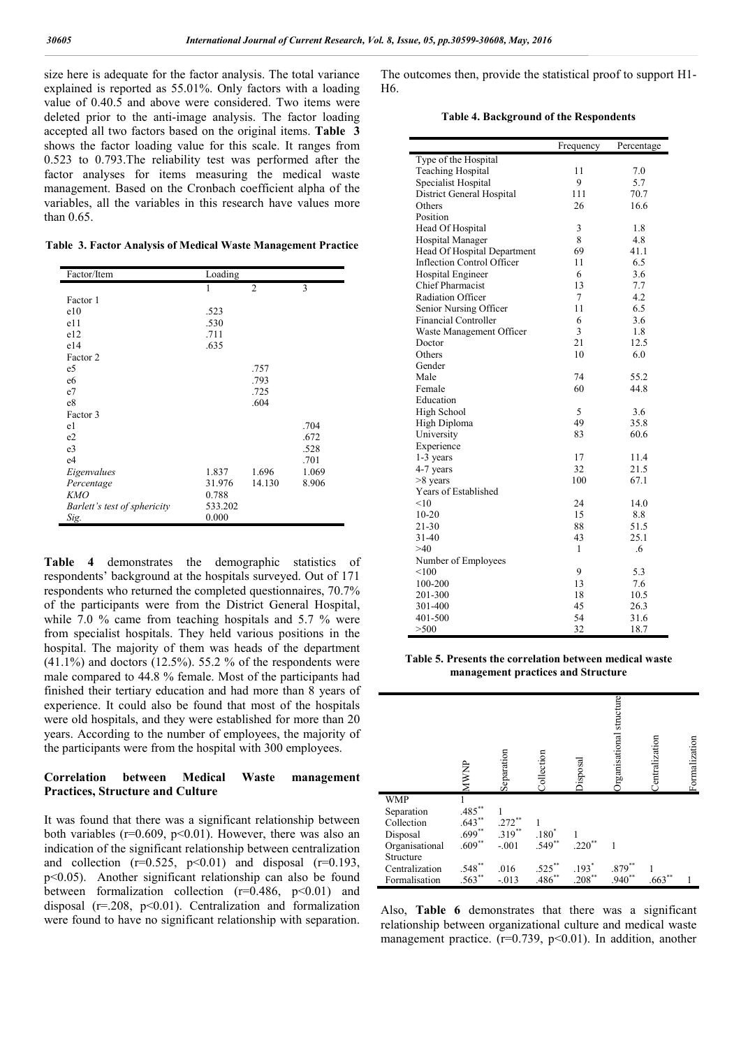size here is adequate for the factor analysis. The total variance explained is reported as 55.01%. Only factors with a loading value of 0.40.5 and above were considered. Two items were deleted prior to the anti-image analysis. The factor loading accepted all two factors based on the original items. **Table 3** shows the factor loading value for this scale. It ranges from 0.523 to 0.793.The reliability test was performed after the factor analyses for items measuring the medical waste management. Based on the Cronbach coefficient alpha of the variables, all the variables in this research have values more than 0.65.

**Table 3. Factor Analysis of Medical Waste Management Practice**

| Factor/Item | Loading | | |
|---|---|---|---|
| | 1 | 2 | 3 |
| Factor 1 | | | |
| e10 | .523 | | |
| e11 | .530 | | |
| e12 | .711 | | |
| e14 | .635 | | |
| Factor 2 | | | |
| e5 | | .757 | |
| e6 | | .793 | |
| e7 | | .725 | |
| e8 | | .604 | |
| Factor 3 | | | |
| e1 | | | .704 |
| e2 | | | .672 |
| e3 | | | .528 |
| e4 | | | .701 |
| *Eigenvalues* | 1.837 | 1.696 | 1.069 |
| *Percentage* | 31.976 | 14.130 | 8.906 |
| *KMO* | 0.788 | | |
| *Barlett's test of sphericity* | 533.202 | | |
| *Sig.* | 0.000 | | |

**Table 4** demonstrates the demographic statistics of respondents' background at the hospitals surveyed. Out of 171 respondents who returned the completed questionnaires, 70.7% of the participants were from the District General Hospital, while 7.0 % came from teaching hospitals and 5.7 % were from specialist hospitals. They held various positions in the hospital. The majority of them was heads of the department (41.1%) and doctors (12.5%). 55.2 % of the respondents were male compared to 44.8 % female. Most of the participants had finished their tertiary education and had more than 8 years of experience. It could also be found that most of the hospitals were old hospitals, and they were established for more than 20 years. According to the number of employees, the majority of the participants were from the hospital with 300 employees.

### Correlation between Medical Waste management Practices, Structure and Culture

It was found that there was a significant relationship between both variables ($r=0.609$, $p<0.01$). However, there was also an indication of the significant relationship between centralization and collection ($r=0.525$, $p<0.01$) and disposal ($r=0.193$, $p<0.05$). Another significant relationship can also be found between formalization collection ($r=0.486$, $p<0.01$) and disposal ($r=.208$, $p<0.01$). Centralization and formalization were found to have no significant relationship with separation. The outcomes then, provide the statistical proof to support H1-H6.

**Table 4. Background of the Respondents**

| | Frequency | Percentage |
|---|---|---|
| Type of the Hospital | | |
| Teaching Hospital | 11 | 7.0 |
| Specialist Hospital | 9 | 5.7 |
| District General Hospital | 111 | 70.7 |
| Others | 26 | 16.6 |
| Position | | |
| Head Of Hospital | 3 | 1.8 |
| Hospital Manager | 8 | 4.8 |
| Head Of Hospital Department | 69 | 41.1 |
| Inflection Control Officer | 11 | 6.5 |
| Hospital Engineer | 6 | 3.6 |
| Chief Pharmacist | 13 | 7.7 |
| Radiation Officer | 7 | 4.2 |
| Senior Nursing Officer | 11 | 6.5 |
| Financial Controller | 6 | 3.6 |
| Waste Management Officer | 3 | 1.8 |
| Doctor | 21 | 12.5 |
| Others | 10 | 6.0 |
| Gender | | |
| Male | 74 | 55.2 |
| Female | 60 | 44.8 |
| Education | | |
| High School | 5 | 3.6 |
| High Diploma | 49 | 35.8 |
| University | 83 | 60.6 |
| Experience | | |
| 1-3 years | 17 | 11.4 |
| 4-7 years | 32 | 21.5 |
| >8 years | 100 | 67.1 |
| Years of Established | | |
| <10 | 24 | 14.0 |
| 10-20 | 15 | 8.8 |
| 21-30 | 88 | 51.5 |
| 31-40 | 43 | 25.1 |
| >40 | 1 | .6 |
| Number of Employees | | |
| <100 | 9 | 5.3 |
| 100-200 | 13 | 7.6 |
| 201-300 | 18 | 10.5 |
| 301-400 | 45 | 26.3 |
| 401-500 | 54 | 31.6 |
| >500 | 32 | 18.7 |

**Table 5. Presents the correlation between medical waste management practices and Structure**

| | MWNP | Separation | Collection | Disposal | Organisational structure | Centralization | Formalization |
|---|---|---|---|---|---|---|---|
| WMP | 1 | | | | | | |
| Separation | .485** | 1 | | | | | |
| Collection | .643** | .272** | 1 | | | | |
| Disposal | .699** | .319** | .180* | 1 | | | |
| Organisational Structure | .609** | -.001 | .549** | .220** | 1 | | |
| Centralization | .548** | .016 | .525** | .193* | .879** | 1 | |
| Formalisation | .563** | -.013 | .486** | .208** | .940** | .663** | 1 |

Also, **Table 6** demonstrates that there was a significant relationship between organizational culture and medical waste management practice. ($r=0.739$, $p<0.01$). In addition, another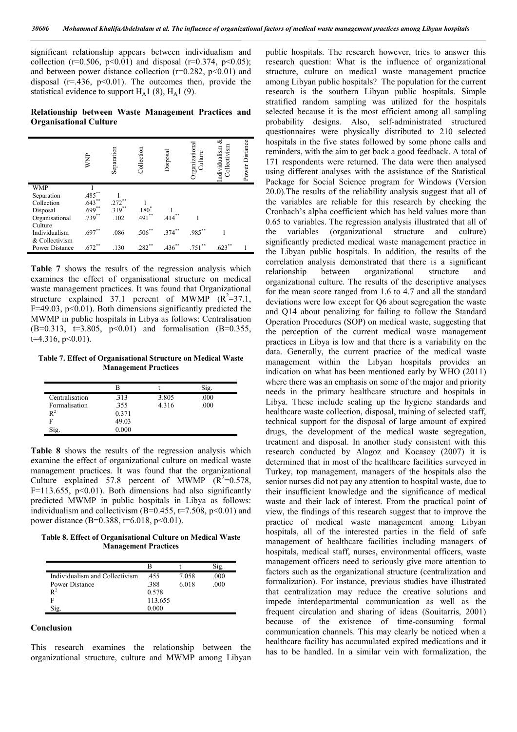significant relationship appears between individualism and collection ($r=0.506$, $p<0.01$) and disposal ($r=0.374$, $p<0.05$); and between power distance collection ($r=0.282$, $p<0.01$) and disposal ($r=.436$, $p<0.01$). The outcomes then, provide the statistical evidence to support $H_A1$ (8), $H_A1$ (9).

**Relationship between Waste Management Practices and Organisational Culture**

| | WNP | Separation | Collection | Disposal | Organizational Culture | Individualism & Collectivism | Power Distance |
|---|---|---|---|---|---|---|---|
| WMP | 1 | | | | | | |
| Separation | .485** | 1 | | | | | |
| Collection | .643** | .272** | 1 | | | | |
| Disposal | .699** | .319** | .180* | 1 | | | |
| Organisational Culture | .739** | .102 | .491** | .414** | 1 | | |
| Individualism & Collectivism | .697** | .086 | .506** | .374** | .985** | 1 | |
| Power Distance | .672** | .130 | .282** | .436** | .751** | .623** | 1 |

**Table 7** shows the results of the regression analysis which examines the effect of organisational structure on medical waste management practices. It was found that Organizational structure explained 37.1 percent of MWMP ($R^2=37.1$, $F=49.03$, $p<0.01$). Both dimensions significantly predicted the MWMP in public hospitals in Libya as follows: Centralisation ($B=0.313$, $t=3.805$, $p<0.01$) and formalisation ($B=0.355$, $t=4.316$, $p<0.01$).

**Table 7. Effect of Organisational Structure on Medical Waste Management Practices**

| | B | t | Sig. |
|---|---|---|---|
| Centralisation | .313 | 3.805 | .000 |
| Formalisation | .355 | 4.316 | .000 |
| $R^2$ | 0.371 | | |
| F | 49.03 | | |
| Sig. | 0.000 | | |

**Table 8** shows the results of the regression analysis which examine the effect of organizational culture on medical waste management practices. It was found that the organizational Culture explained 57.8 percent of MWMP ($R^2=0.578$, $F=113.655$, $p<0.01$). Both dimensions had also significantly predicted MWMP in public hospitals in Libya as follows: individualism and collectivism ($B=0.455$, $t=7.508$, $p<0.01$) and power distance ($B=0.388$, $t=6.018$, $p<0.01$).

**Table 8. Effect of Organisational Culture on Medical Waste Management Practices**

| | B | t | Sig. |
|---|---|---|---|
| Individualism and Collectivism | .455 | 7.058 | .000 |
| Power Distance | .388 | 6.018 | .000 |
| $R^2$ | 0.578 | | |
| F | 113.655 | | |
| Sig. | 0.000 | | |

## Conclusion

This research examines the relationship between the organizational structure, culture and MWMP among Libyan public hospitals. The research however, tries to answer this research question: What is the influence of organizational structure, culture on medical waste management practice among Libyan public hospitals? The population for the current research is the southern Libyan public hospitals. Simple stratified random sampling was utilized for the hospitals selected because it is the most efficient among all sampling probability designs. Also, self-administrated structured questionnaires were physically distributed to 210 selected hospitals in the five states followed by some phone calls and reminders, with the aim to get back a good feedback. A total of 171 respondents were returned. The data were then analysed using different analyses with the assistance of the Statistical Package for Social Science program for Windows (Version 20.0).The results of the reliability analysis suggest that all of the variables are reliable for this research by checking the Cronbach's alpha coefficient which has held values more than 0.65 to variables. The regression analysis illustrated that all of the variables (organizational structure and culture) significantly predicted medical waste management practice in the Libyan public hospitals. In addition, the results of the correlation analysis demonstrated that there is a significant relationship between organizational structure and organizational culture. The results of the descriptive analyses for the mean score ranged from 1.6 to 4.7 and all the standard deviations were low except for Q6 about segregation the waste and Q14 about penalizing for failing to follow the Standard Operation Procedures (SOP) on medical waste, suggesting that the perception of the current medical waste management practices in Libya is low and that there is a variability on the data. Generally, the current practice of the medical waste management within the Libyan hospitals provides an indication on what has been mentioned early by WHO (2011) where there was an emphasis on some of the major and priority needs in the primary healthcare structure and hospitals in Libya. These include scaling up the hygiene standards and healthcare waste collection, disposal, training of selected staff, technical support for the disposal of large amount of expired drugs, the development of the medical waste segregation, treatment and disposal. In another study consistent with this research conducted by Alagoz and Kocasoy (2007) it is determined that in most of the healthcare facilities surveyed in Turkey, top management, managers of the hospitals also the senior nurses did not pay any attention to hospital waste, due to their insufficient knowledge and the significance of medical waste and their lack of interest. From the practical point of view, the findings of this research suggest that to improve the practice of medical waste management among Libyan hospitals, all of the interested parties in the field of safe management of healthcare facilities including managers of hospitals, medical staff, nurses, environmental officers, waste management officers need to seriously give more attention to factors such as the organizational structure (centralization and formalization). For instance, previous studies have illustrated that centralization may reduce the creative solutions and impede interdepartmental communication as well as the frequent circulation and sharing of ideas (Souitarris, 2001) because of the existence of time-consuming formal communication channels. This may clearly be noticed when a healthcare facility has accumulated expired medications and it has to be handled. In a similar vein with formalization, the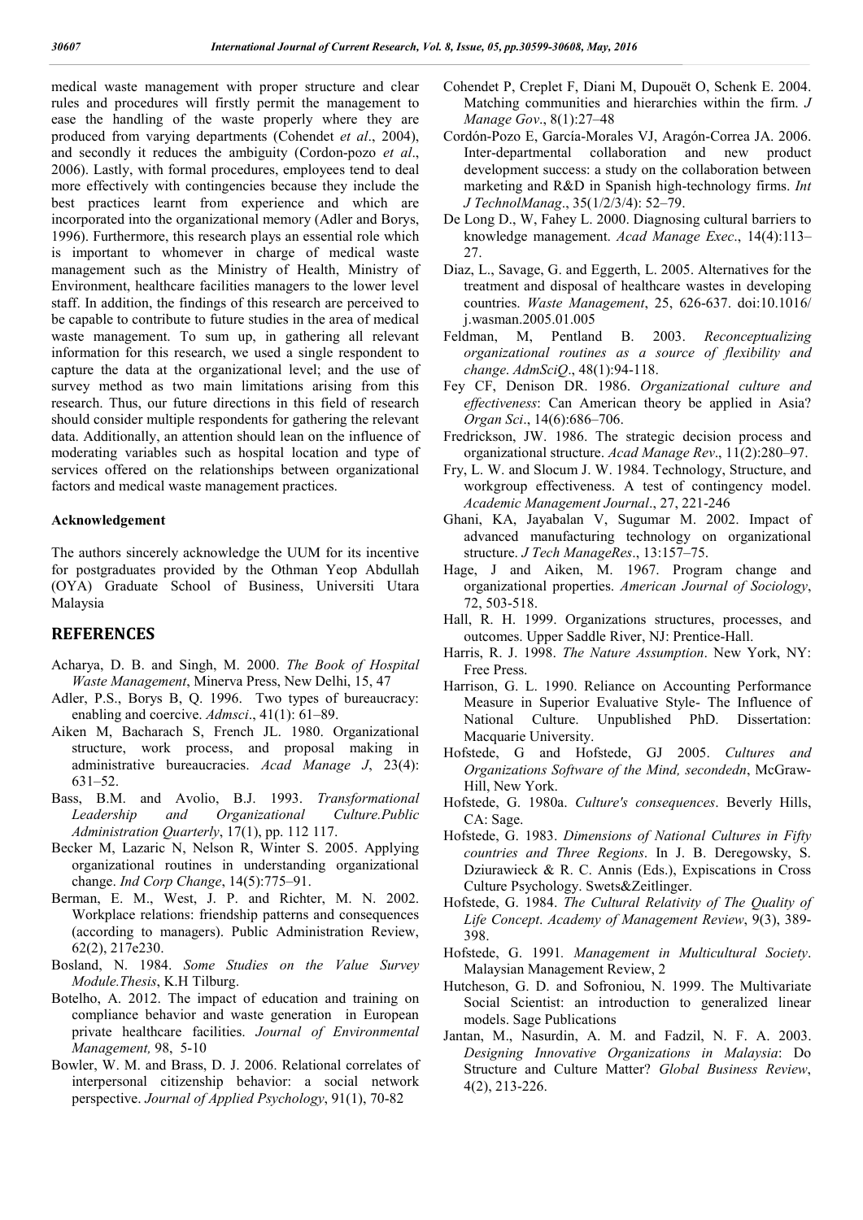medical waste management with proper structure and clear rules and procedures will firstly permit the management to ease the handling of the waste properly where they are produced from varying departments (Cohendet *et al*., 2004), and secondly it reduces the ambiguity (Cordon-pozo *et al*., 2006). Lastly, with formal procedures, employees tend to deal more effectively with contingencies because they include the best practices learnt from experience and which are incorporated into the organizational memory (Adler and Borys, 1996). Furthermore, this research plays an essential role which is important to whomever in charge of medical waste management such as the Ministry of Health, Ministry of Environment, healthcare facilities managers to the lower level staff. In addition, the findings of this research are perceived to be capable to contribute to future studies in the area of medical waste management. To sum up, in gathering all relevant information for this research, we used a single respondent to capture the data at the organizational level; and the use of survey method as two main limitations arising from this research. Thus, our future directions in this field of research should consider multiple respondents for gathering the relevant data. Additionally, an attention should lean on the influence of moderating variables such as hospital location and type of services offered on the relationships between organizational factors and medical waste management practices.

**Acknowledgement**

The authors sincerely acknowledge the UUM for its incentive for postgraduates provided by the Othman Yeop Abdullah (OYA) Graduate School of Business, Universiti Utara Malaysia

## REFERENCES

Acharya, D. B. and Singh, M. 2000. *The Book of Hospital Waste Management*, Minerva Press, New Delhi, 15, 47

Adler, P.S., Borys B, Q. 1996. Two types of bureaucracy: enabling and coercive. *Admsci*., 41(1): 61–89.

Aiken M, Bacharach S, French JL. 1980. Organizational structure, work process, and proposal making in administrative bureaucracies. *Acad Manage J*, 23(4): 631–52.

Bass, B.M. and Avolio, B.J. 1993. *Transformational Leadership and Organizational Culture.Public Administration Quarterly*, 17(1), pp. 112 117.

Becker M, Lazaric N, Nelson R, Winter S. 2005. Applying organizational routines in understanding organizational change. *Ind Corp Change*, 14(5):775–91.

Berman, E. M., West, J. P. and Richter, M. N. 2002. Workplace relations: friendship patterns and consequences (according to managers). Public Administration Review, 62(2), 217e230.

Bosland, N. 1984. *Some Studies on the Value Survey Module.Thesis*, K.H Tilburg.

Botelho, A. 2012. The impact of education and training on compliance behavior and waste generation in European private healthcare facilities. *Journal of Environmental Management,* 98, 5-10

Bowler, W. M. and Brass, D. J. 2006. Relational correlates of interpersonal citizenship behavior: a social network perspective. *Journal of Applied Psychology*, 91(1), 70-82

Cohendet P, Creplet F, Diani M, Dupouët O, Schenk E. 2004. Matching communities and hierarchies within the firm. *J Manage Gov*., 8(1):27–48

Cordón-Pozo E, García-Morales VJ, Aragón-Correa JA. 2006. Inter-departmental collaboration and new product development success: a study on the collaboration between marketing and R&D in Spanish high-technology firms. *Int J TechnolManag*., 35(1/2/3/4): 52–79.

De Long D., W, Fahey L. 2000. Diagnosing cultural barriers to knowledge management. *Acad Manage Exec*., 14(4):113–27.

Diaz, L., Savage, G. and Eggerth, L. 2005. Alternatives for the treatment and disposal of healthcare wastes in developing countries. *Waste Management*, 25, 626-637. doi:10.1016/j.wasman.2005.01.005

Feldman, M, Pentland B. 2003. *Reconceptualizing organizational routines as a source of flexibility and change*. *AdmSciQ*., 48(1):94-118.

Fey CF, Denison DR. 1986. *Organizational culture and effectiveness*: Can American theory be applied in Asia? *Organ Sci*., 14(6):686–706.

Fredrickson, JW. 1986. The strategic decision process and organizational structure. *Acad Manage Rev*., 11(2):280–97.

Fry, L. W. and Slocum J. W. 1984. Technology, Structure, and workgroup effectiveness. A test of contingency model. *Academic Management Journal*., 27, 221-246

Ghani, KA, Jayabalan V, Sugumar M. 2002. Impact of advanced manufacturing technology on organizational structure. *J Tech ManageRes*., 13:157–75.

Hage, J and Aiken, M. 1967. Program change and organizational properties. *American Journal of Sociology*, 72, 503-518.

Hall, R. H. 1999. Organizations structures, processes, and outcomes. Upper Saddle River, NJ: Prentice-Hall.

Harris, R. J. 1998. *The Nature Assumption*. New York, NY: Free Press.

Harrison, G. L. 1990. Reliance on Accounting Performance Measure in Superior Evaluative Style- The Influence of National Culture. Unpublished PhD. Dissertation: Macquarie University.

Hofstede, G and Hofstede, GJ 2005. *Cultures and Organizations Software of the Mind, secondedn*, McGraw-Hill, New York.

Hofstede, G. 1980a. *Culture's consequences*. Beverly Hills, CA: Sage.

Hofstede, G. 1983. *Dimensions of National Cultures in Fifty countries and Three Regions*. In J. B. Deregowsky, S. Dziurawieck & R. C. Annis (Eds.), Expiscations in Cross Culture Psychology. Swets&Zeitlinger.

Hofstede, G. 1984. *The Cultural Relativity of The Quality of Life Concept*. *Academy of Management Review*, 9(3), 389-398.

Hofstede, G. 1991*. Management in Multicultural Society*. Malaysian Management Review, 2

Hutcheson, G. D. and Sofroniou, N. 1999. The Multivariate Social Scientist: an introduction to generalized linear models. Sage Publications

Jantan, M., Nasurdin, A. M. and Fadzil, N. F. A. 2003. *Designing Innovative Organizations in Malaysia*: Do Structure and Culture Matter? *Global Business Review*, 4(2), 213-226.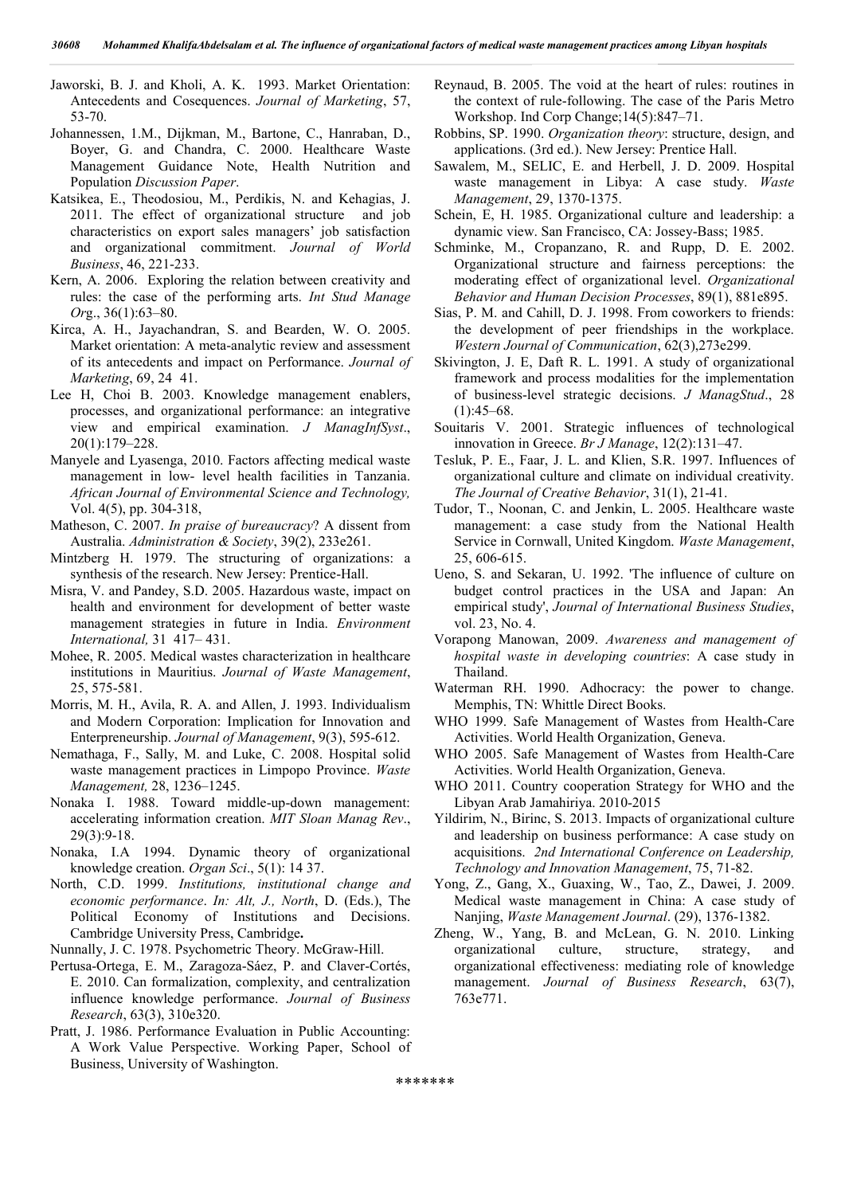Jaworski, B. J. and Kholi, A. K. 1993. Market Orientation: Antecedents and Cosequences. *Journal of Marketing*, 57, 53-70.

Johannessen, 1.M., Dijkman, M., Bartone, C., Hanraban, D., Boyer, G. and Chandra, C. 2000. Healthcare Waste Management Guidance Note, Health Nutrition and Population *Discussion Paper*.

Katsikea, E., Theodosiou, M., Perdikis, N. and Kehagias, J. 2011. The effect of organizational structure and job characteristics on export sales managers' job satisfaction and organizational commitment. *Journal of World Business*, 46, 221-233.

Kern, A. 2006. Exploring the relation between creativity and rules: the case of the performing arts. *Int Stud Manage Org*., 36(1):63–80.

Kirca, A. H., Jayachandran, S. and Bearden, W. O. 2005. Market orientation: A meta-analytic review and assessment of its antecedents and impact on Performance. *Journal of Marketing*, 69, 24 41.

Lee H, Choi B. 2003. Knowledge management enablers, processes, and organizational performance: an integrative view and empirical examination. *J ManagInfSyst*., 20(1):179–228.

Manyele and Lyasenga, 2010. Factors affecting medical waste management in low- level health facilities in Tanzania. *African Journal of Environmental Science and Technology,* Vol. 4(5), pp. 304-318,

Matheson, C. 2007. *In praise of bureaucracy*? A dissent from Australia. *Administration & Society*, 39(2), 233e261.

Mintzberg H. 1979. The structuring of organizations: a synthesis of the research. New Jersey: Prentice-Hall.

Misra, V. and Pandey, S.D. 2005. Hazardous waste, impact on health and environment for development of better waste management strategies in future in India. *Environment International,* 31 417– 431.

Mohee, R. 2005. Medical wastes characterization in healthcare institutions in Mauritius. *Journal of Waste Management*, 25, 575-581.

Morris, M. H., Avila, R. A. and Allen, J. 1993. Individualism and Modern Corporation: Implication for Innovation and Enterpreneurship. *Journal of Management*, 9(3), 595-612.

Nemathaga, F., Sally, M. and Luke, C. 2008. Hospital solid waste management practices in Limpopo Province. *Waste Management,* 28, 1236–1245.

Nonaka I. 1988. Toward middle-up-down management: accelerating information creation. *MIT Sloan Manag Rev*., 29(3):9-18.

Nonaka, I.A 1994. Dynamic theory of organizational knowledge creation. *Organ Sci*., 5(1): 14 37.

North, C.D. 1999. *Institutions, institutional change and economic performance*. *In: Alt, J., North*, D. (Eds.), The Political Economy of Institutions and Decisions. Cambridge University Press, Cambridge**.**

Nunnally, J. C. 1978. Psychometric Theory. McGraw-Hill.

Pertusa-Ortega, E. M., Zaragoza-Sáez, P. and Claver-Cortés, E. 2010. Can formalization, complexity, and centralization influence knowledge performance. *Journal of Business Research*, 63(3), 310e320.

Pratt, J. 1986. Performance Evaluation in Public Accounting: A Work Value Perspective. Working Paper, School of Business, University of Washington.

Reynaud, B. 2005. The void at the heart of rules: routines in the context of rule-following. The case of the Paris Metro Workshop. Ind Corp Change;14(5):847–71.

Robbins, SP. 1990. *Organization theory*: structure, design, and applications. (3rd ed.). New Jersey: Prentice Hall.

Sawalem, M., SELIC, E. and Herbell, J. D. 2009. Hospital waste management in Libya: A case study. *Waste Management*, 29, 1370-1375.

Schein, E, H. 1985. Organizational culture and leadership: a dynamic view. San Francisco, CA: Jossey-Bass; 1985.

Schminke, M., Cropanzano, R. and Rupp, D. E. 2002. Organizational structure and fairness perceptions: the moderating effect of organizational level. *Organizational Behavior and Human Decision Processes*, 89(1), 881e895.

Sias, P. M. and Cahill, D. J. 1998. From coworkers to friends: the development of peer friendships in the workplace. *Western Journal of Communication*, 62(3),273e299.

Skivington, J. E, Daft R. L. 1991. A study of organizational framework and process modalities for the implementation of business-level strategic decisions. *J ManagStud*., 28 (1):45–68.

Souitaris V. 2001. Strategic influences of technological innovation in Greece. *Br J Manage*, 12(2):131–47.

Tesluk, P. E., Faar, J. L. and Klien, S.R. 1997. Influences of organizational culture and climate on individual creativity. *The Journal of Creative Behavior*, 31(1), 21-41.

Tudor, T., Noonan, C. and Jenkin, L. 2005. Healthcare waste management: a case study from the National Health Service in Cornwall, United Kingdom. *Waste Management*, 25, 606-615.

Ueno, S. and Sekaran, U. 1992. 'The influence of culture on budget control practices in the USA and Japan: An empirical study', *Journal of International Business Studies*, vol. 23, No. 4.

Vorapong Manowan, 2009. *Awareness and management of hospital waste in developing countries*: A case study in Thailand.

Waterman RH. 1990. Adhocracy: the power to change. Memphis, TN: Whittle Direct Books.

WHO 1999. Safe Management of Wastes from Health-Care Activities. World Health Organization, Geneva.

WHO 2005. Safe Management of Wastes from Health-Care Activities. World Health Organization, Geneva.

WHO 2011. Country cooperation Strategy for WHO and the Libyan Arab Jamahiriya. 2010-2015

Yildirim, N., Birinc, S. 2013. Impacts of organizational culture and leadership on business performance: A case study on acquisitions. *2nd International Conference on Leadership, Technology and Innovation Management*, 75, 71-82.

Yong, Z., Gang, X., Guaxing, W., Tao, Z., Dawei, J. 2009. Medical waste management in China: A case study of Nanjing, *Waste Management Journal*. (29), 1376-1382.

Zheng, W., Yang, B. and McLean, G. N. 2010. Linking organizational culture, structure, strategy, and organizational effectiveness: mediating role of knowledge management. *Journal of Business Research*, 63(7), 763e771.

*******